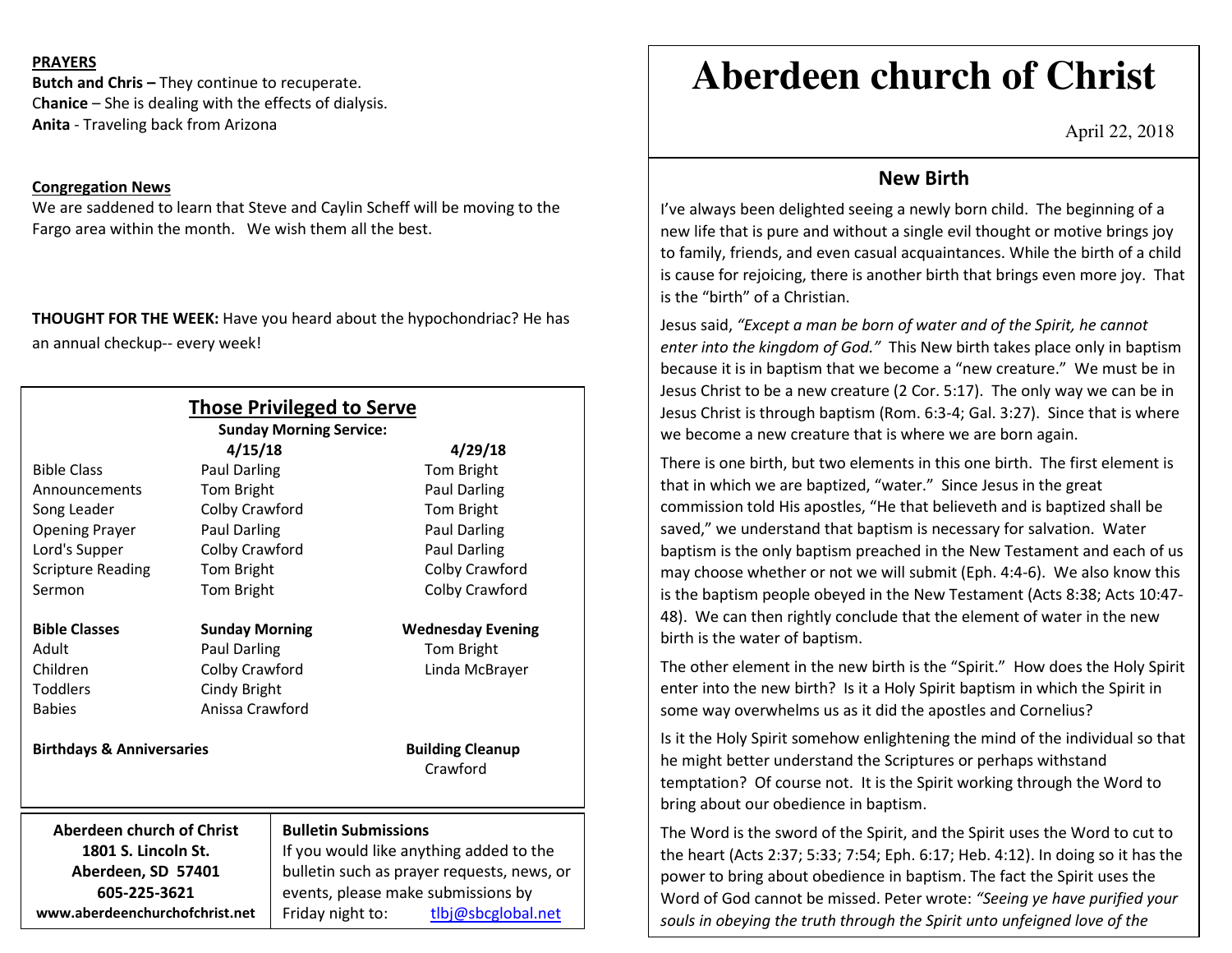**PRAYERS**

**Butch and Chris –** They continue to recuperate.
C**hanice** – She is dealing with the effects of dialysis.
**Anita** - Traveling back from Arizona

**Congregation News**

We are saddened to learn that Steve and Caylin Scheff will be moving to the Fargo area within the month. We wish them all the best.

**THOUGHT FOR THE WEEK:** Have you heard about the hypochondriac? He has an annual checkup-- every week!

## Those Privileged to Serve

**Sunday Morning Service:**

| | **4/15/18** | **4/29/18** |
|---|---|---|
| Bible Class | Paul Darling | Tom Bright |
| Announcements | Tom Bright | Paul Darling |
| Song Leader | Colby Crawford | Tom Bright |
| Opening Prayer | Paul Darling | Paul Darling |
| Lord's Supper | Colby Crawford | Paul Darling |
| Scripture Reading | Tom Bright | Colby Crawford |
| Sermon | Tom Bright | Colby Crawford |

| **Bible Classes** | **Sunday Morning** | **Wednesday Evening** |
|---|---|---|
| Adult | Paul Darling | Tom Bright |
| Children | Colby Crawford | Linda McBrayer |
| Toddlers | Cindy Bright | |
| Babies | Anissa Crawford | |

**Birthdays & Anniversaries**

**Building Cleanup**
Crawford

**Aberdeen church of Christ**
**1801 S. Lincoln St.**
**Aberdeen, SD 57401**
**605-225-3621**
**www.aberdeenchurchofchrist.net**

**Bulletin Submissions**
If you would like anything added to the bulletin such as prayer requests, news, or events, please make submissions by Friday night to: tlbj@sbcglobal.net

# Aberdeen church of Christ

April 22, 2018

## New Birth

I've always been delighted seeing a newly born child. The beginning of a new life that is pure and without a single evil thought or motive brings joy to family, friends, and even casual acquaintances. While the birth of a child is cause for rejoicing, there is another birth that brings even more joy. That is the "birth" of a Christian.

Jesus said, *"Except a man be born of water and of the Spirit, he cannot enter into the kingdom of God."* This New birth takes place only in baptism because it is in baptism that we become a "new creature." We must be in Jesus Christ to be a new creature (2 Cor. 5:17). The only way we can be in Jesus Christ is through baptism (Rom. 6:3-4; Gal. 3:27). Since that is where we become a new creature that is where we are born again.

There is one birth, but two elements in this one birth. The first element is that in which we are baptized, "water." Since Jesus in the great commission told His apostles, "He that believeth and is baptized shall be saved," we understand that baptism is necessary for salvation. Water baptism is the only baptism preached in the New Testament and each of us may choose whether or not we will submit (Eph. 4:4-6). We also know this is the baptism people obeyed in the New Testament (Acts 8:38; Acts 10:47-48). We can then rightly conclude that the element of water in the new birth is the water of baptism.

The other element in the new birth is the "Spirit." How does the Holy Spirit enter into the new birth? Is it a Holy Spirit baptism in which the Spirit in some way overwhelms us as it did the apostles and Cornelius?

Is it the Holy Spirit somehow enlightening the mind of the individual so that he might better understand the Scriptures or perhaps withstand temptation? Of course not. It is the Spirit working through the Word to bring about our obedience in baptism.

The Word is the sword of the Spirit, and the Spirit uses the Word to cut to the heart (Acts 2:37; 5:33; 7:54; Eph. 6:17; Heb. 4:12). In doing so it has the power to bring about obedience in baptism. The fact the Spirit uses the Word of God cannot be missed. Peter wrote: *"Seeing ye have purified your souls in obeying the truth through the Spirit unto unfeigned love of the*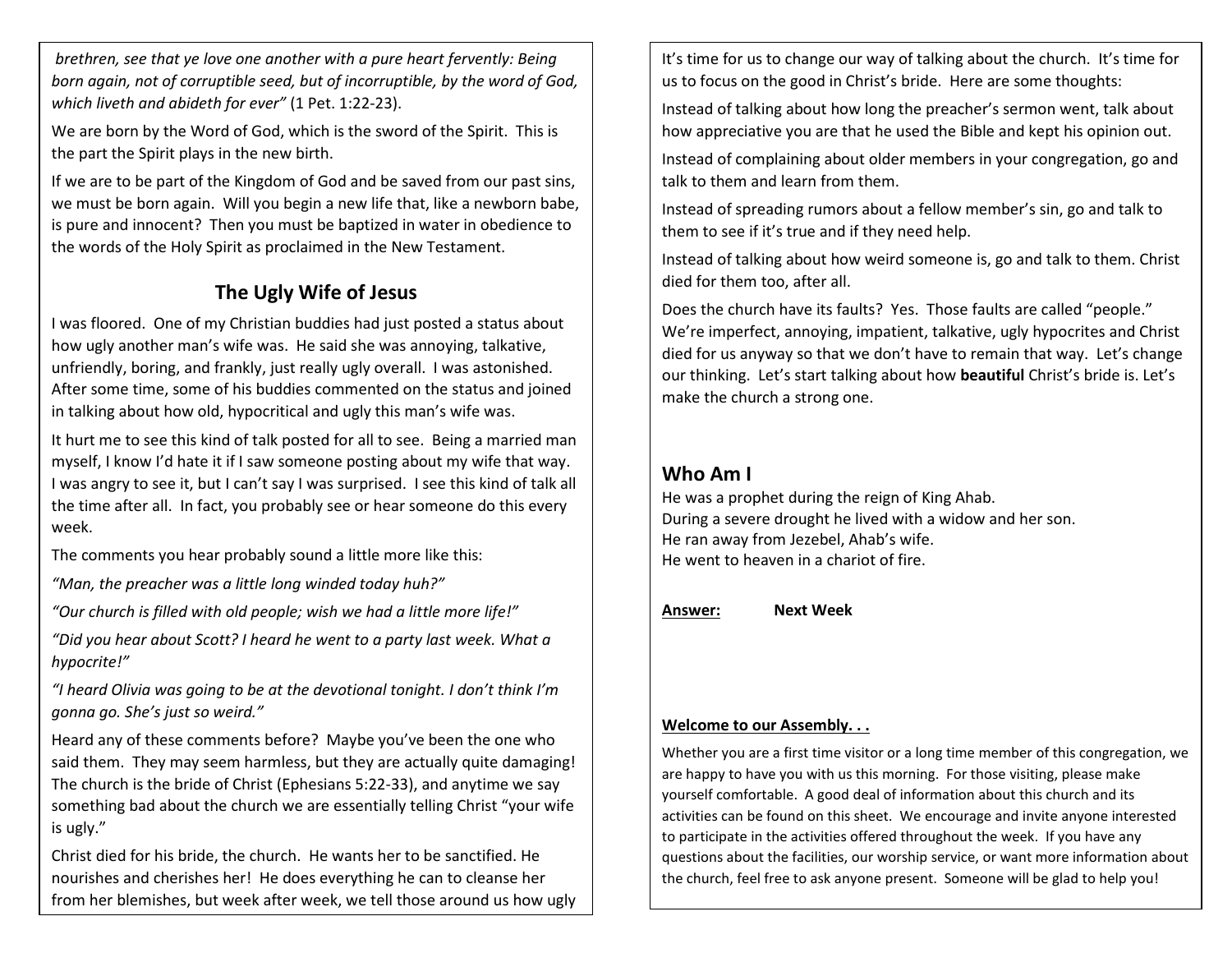*brethren, see that ye love one another with a pure heart fervently: Being born again, not of corruptible seed, but of incorruptible, by the word of God, which liveth and abideth for ever"* (1 Pet. 1:22-23).

We are born by the Word of God, which is the sword of the Spirit. This is the part the Spirit plays in the new birth.

If we are to be part of the Kingdom of God and be saved from our past sins, we must be born again. Will you begin a new life that, like a newborn babe, is pure and innocent? Then you must be baptized in water in obedience to the words of the Holy Spirit as proclaimed in the New Testament.

## The Ugly Wife of Jesus

I was floored. One of my Christian buddies had just posted a status about how ugly another man's wife was. He said she was annoying, talkative, unfriendly, boring, and frankly, just really ugly overall. I was astonished. After some time, some of his buddies commented on the status and joined in talking about how old, hypocritical and ugly this man's wife was.

It hurt me to see this kind of talk posted for all to see. Being a married man myself, I know I'd hate it if I saw someone posting about my wife that way. I was angry to see it, but I can't say I was surprised. I see this kind of talk all the time after all. In fact, you probably see or hear someone do this every week.

The comments you hear probably sound a little more like this:

*"Man, the preacher was a little long winded today huh?"*

*"Our church is filled with old people; wish we had a little more life!"*

*"Did you hear about Scott? I heard he went to a party last week. What a hypocrite!"*

*"I heard Olivia was going to be at the devotional tonight. I don't think I'm gonna go. She's just so weird."*

Heard any of these comments before? Maybe you've been the one who said them. They may seem harmless, but they are actually quite damaging! The church is the bride of Christ (Ephesians 5:22-33), and anytime we say something bad about the church we are essentially telling Christ "your wife is ugly."

Christ died for his bride, the church. He wants her to be sanctified. He nourishes and cherishes her! He does everything he can to cleanse her from her blemishes, but week after week, we tell those around us how ugly

It's time for us to change our way of talking about the church. It's time for us to focus on the good in Christ's bride. Here are some thoughts:

Instead of talking about how long the preacher's sermon went, talk about how appreciative you are that he used the Bible and kept his opinion out.

Instead of complaining about older members in your congregation, go and talk to them and learn from them.

Instead of spreading rumors about a fellow member's sin, go and talk to them to see if it's true and if they need help.

Instead of talking about how weird someone is, go and talk to them. Christ died for them too, after all.

Does the church have its faults? Yes. Those faults are called "people." We're imperfect, annoying, impatient, talkative, ugly hypocrites and Christ died for us anyway so that we don't have to remain that way. Let's change our thinking. Let's start talking about how **beautiful** Christ's bride is. Let's make the church a strong one.

## Who Am I

He was a prophet during the reign of King Ahab.
During a severe drought he lived with a widow and her son.
He ran away from Jezebel, Ahab's wife.
He went to heaven in a chariot of fire.

**Answer:** **Next Week**

**Welcome to our Assembly. . .**

Whether you are a first time visitor or a long time member of this congregation, we are happy to have you with us this morning. For those visiting, please make yourself comfortable. A good deal of information about this church and its activities can be found on this sheet. We encourage and invite anyone interested to participate in the activities offered throughout the week. If you have any questions about the facilities, our worship service, or want more information about the church, feel free to ask anyone present. Someone will be glad to help you!